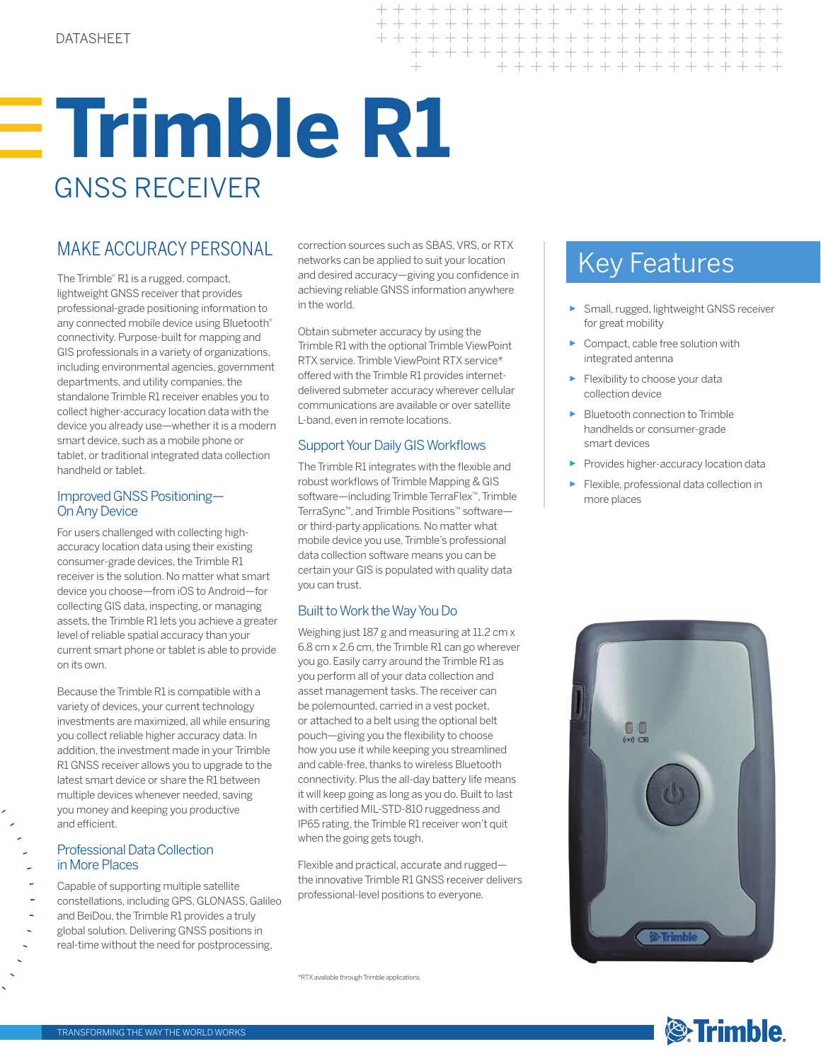DATASHEET

# Trimble R1

## GNSS RECEIVER

## MAKE ACCURACY PERSONAL

The Trimble® R1 is a rugged, compact, lightweight GNSS receiver that provides professional-grade positioning information to any connected mobile device using Bluetooth® connectivity. Purpose-built for mapping and GIS professionals in a variety of organizations, including environmental agencies, government departments, and utility companies, the standalone Trimble R1 receiver enables you to collect higher-accuracy location data with the device you already use—whether it is a modern smart device, such as a mobile phone or tablet, or traditional integrated data collection handheld or tablet.

### Improved GNSS Positioning—On Any Device

For users challenged with collecting high-accuracy location data using their existing consumer-grade devices, the Trimble R1 receiver is the solution. No matter what smart device you choose—from iOS to Android—for collecting GIS data, inspecting, or managing assets, the Trimble R1 lets you achieve a greater level of reliable spatial accuracy than your current smart phone or tablet is able to provide on its own.

Because the Trimble R1 is compatible with a variety of devices, your current technology investments are maximized, all while ensuring you collect reliable higher accuracy data. In addition, the investment made in your Trimble R1 GNSS receiver allows you to upgrade to the latest smart device or share the R1 between multiple devices whenever needed, saving you money and keeping you productive and efficient.

### Professional Data Collection in More Places

Capable of supporting multiple satellite constellations, including GPS, GLONASS, Galileo and BeiDou, the Trimble R1 provides a truly global solution. Delivering GNSS positions in real-time without the need for postprocessing, correction sources such as SBAS, VRS, or RTX networks can be applied to suit your location and desired accuracy—giving you confidence in achieving reliable GNSS information anywhere in the world.

Obtain submeter accuracy by using the Trimble R1 with the optional Trimble ViewPoint RTX service. Trimble ViewPoint RTX service* offered with the Trimble R1 provides internet-delivered submeter accuracy wherever cellular communications are available or over satellite L-band, even in remote locations.

### Support Your Daily GIS Workflows

The Trimble R1 integrates with the flexible and robust workflows of Trimble Mapping & GIS software—including Trimble TerraFlex™, Trimble TerraSync™, and Trimble Positions™ software—or third-party applications. No matter what mobile device you use, Trimble's professional data collection software means you can be certain your GIS is populated with quality data you can trust.

### Built to Work the Way You Do

Weighing just 187 g and measuring at 11.2 cm x 6.8 cm x 2.6 cm, the Trimble R1 can go wherever you go. Easily carry around the Trimble R1 as you perform all of your data collection and asset management tasks. The receiver can be polemounted, carried in a vest pocket, or attached to a belt using the optional belt pouch—giving you the flexibility to choose how you use it while keeping you streamlined and cable-free, thanks to wireless Bluetooth connectivity. Plus the all-day battery life means it will keep going as long as you do. Built to last with certified MIL-STD-810 ruggedness and IP65 rating, the Trimble R1 receiver won't quit when the going gets tough.

Flexible and practical, accurate and rugged—the innovative Trimble R1 GNSS receiver delivers professional-level positions to everyone.

*RTX available through Trimble applications

## Key Features

- Small, rugged, lightweight GNSS receiver for great mobility
- Compact, cable free solution with integrated antenna
- Flexibility to choose your data collection device
- Bluetooth connection to Trimble handhelds or consumer-grade smart devices
- Provides higher-accuracy location data
- Flexible, professional data collection in more places

TRANSFORMING THE WAY THE WORLD WORKS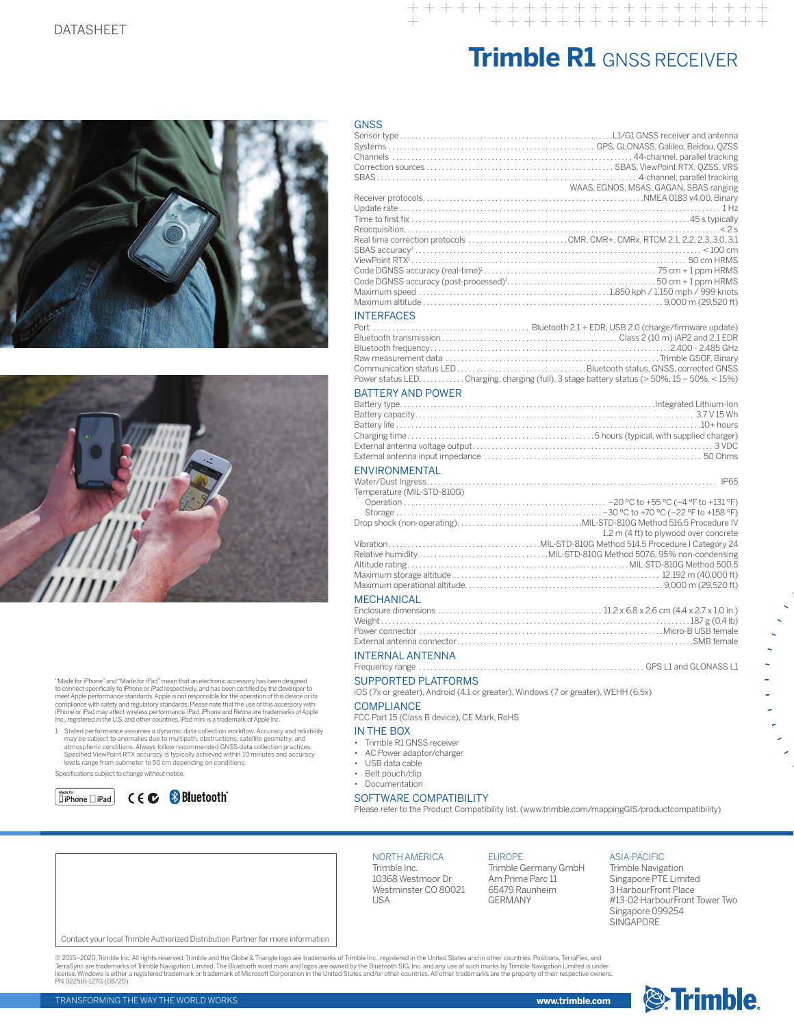DATASHEET

# Trimble R1 GNSS RECEIVER

## GNSS

| | |
|---|---|
| Sensor type | L1/G1 GNSS receiver and antenna |
| Systems | GPS, GLONASS, Galileo, Beidou, QZSS |
| Channels | 44-channel, parallel tracking |
| Correction sources | SBAS, ViewPoint RTX, QZSS, VRS |
| SBAS | 4-channel, parallel tracking<br>WAAS, EGNOS, MSAS, GAGAN, SBAS ranging |
| Receiver protocols | NMEA 0183 v4.00, Binary |
| Update rate | 1 Hz |
| Time to first fix | 45 s typically |
| Reacquisition | < 2 s |
| Real time correction protocols | CMR, CMR+, CMRx, RTCM 2.1, 2.2, 2.3, 3.0, 3.1 |
| SBAS accuracy[1] | < 100 cm |
| ViewPoint RTX[1] | 50 cm HRMS |
| Code DGNSS accuracy (real-time)[1] | 75 cm + 1 ppm HRMS |
| Code DGNSS accuracy (post-processed)[1] | 50 cm + 1 ppm HRMS |
| Maximum speed | 1,850 kph / 1,150 mph / 999 knots |
| Maximum altitude | 9,000 m (29,520 ft) |

## INTERFACES

| | |
|---|---|
| Port | Bluetooth 2.1 + EDR, USB 2.0 (charge/firmware update) |
| Bluetooth transmission | Class 2 (10 m) iAP2 and 2.1 EDR |
| Bluetooth frequency | 2.400 - 2.485 GHz |
| Raw measurement data | Trimble GSOF, Binary |
| Communication status LED | Bluetooth status, GNSS, corrected GNSS |
| Power status LED | Charging, charging (full), 3 stage battery status (> 50%, 15 – 50%, < 15%) |

## BATTERY AND POWER

| | |
|---|---|
| Battery type | Integrated Lithium-Ion |
| Battery capacity | 3.7 V 15 Wh |
| Battery life | 10+ hours |
| Charging time | 5 hours (typical, with supplied charger) |
| External antenna voltage output | 3 VDC |
| External antenna input impedance | 50 Ohms |

## ENVIRONMENTAL

| | |
|---|---|
| Water/Dust Ingress | IP65 |
| Temperature (MIL-STD-810G) | |
| Operation | –20 °C to +55 °C (–4 °F to +131 °F) |
| Storage | –30 °C to +70 °C (–22 °F to +158 °F) |
| Drop shock (non-operating) | MIL-STD-810G Method 516.5 Procedure IV<br>1.2 m (4 ft) to plywood over concrete |
| Vibration | MIL-STD-810G Method 514.5 Procedure I Category 24 |
| Relative humidity | MIL-STD-810G Method 507.6, 95% non-condensing |
| Altitude rating | MIL-STD-810G Method 500.5 |
| Maximum storage altitude | 12,192 m (40,000 ft) |
| Maximum operational altitude | 9,000 m (29,520 ft) |

## MECHANICAL

| | |
|---|---|
| Enclosure dimensions | 11.2 x 6.8 x 2.6 cm (4.4 x 2.7 x 1.0 in.) |
| Weight | 187 g (0.4 lb) |
| Power connector | Micro-B USB female |
| External antenna connector | SMB female |

## INTERNAL ANTENNA

| | |
|---|---|
| Frequency range | GPS L1 and GLONASS L1 |

## SUPPORTED PLATFORMS

iOS (7x or greater), Android (4.1 or greater), Windows (7 or greater), WEHH (6.5x)

## COMPLIANCE

FCC Part 15 (Class B device), CE Mark, RoHS

## IN THE BOX

- Trimble R1 GNSS receiver
- AC Power adaptor/charger
- USB data cable
- Belt pouch/clip
- Documentation

## SOFTWARE COMPATIBILITY

Please refer to the Product Compatibility list. (www.trimble.com/mappingGIS/productcompatibility)

"Made for iPhone" and "Made for iPad" mean that an electronic accessory has been designed to connect specifically to iPhone or iPad respectively, and has been certified by the developer to meet Apple performance standards. Apple is not responsible for the operation of this device or its compliance with safety and regulatory standards. Please note that the use of this accessory with iPhone or iPad may affect wireless performance. iPad, iPhone and Retina are trademarks of Apple Inc., registered in the U.S. and other countries. iPad mini is a trademark of Apple Inc.

1 Stated performance assumes a dynamic data collection workflow. Accuracy and reliability may be subject to anomalies due to multipath, obstructions, satellite geometry, and atmospheric conditions. Always follow recommended GNSS data collection practices. Specified ViewPoint RTX accuracy is typically achieved within 10 minutes and accuracy levels range from submeter to 50 cm depending on conditions.

Specifications subject to change without notice.

Made for iPhone iPad | CE | Bluetooth

Contact your local Trimble Authorized Distribution Partner for more information

**NORTH AMERICA**
Trimble Inc.
10368 Westmoor Dr
Westminster CO 80021
USA

**EUROPE**
Trimble Germany GmbH
Am Prime Parc 11
65479 Raunheim
GERMANY

**ASIA-PACIFIC**
Trimble Navigation
Singapore PTE Limited
3 HarbourFront Place
#13-02 HarbourFront Tower Two
Singapore 099254
SINGAPORE

© 2015–2020, Trimble Inc. All rights reserved. Trimble and the Globe & Triangle logo are trademarks of Trimble Inc., registered in the United States and in other countries. Positions, TerraFlex, and TerraSync are trademarks of Trimble Navigation Limited. The Bluetooth word mark and logos are owned by the Bluetooth SIG, Inc. and any use of such marks by Trimble Navigation Limited is under license. Windows is either a registered trademark or trademark of Microsoft Corporation in the United States and/or other countries. All other trademarks are the property of their respective owners.
PN 022516-127G (08/20)

TRANSFORMING THE WAY THE WORLD WORKS

www.trimble.com

Trimble.